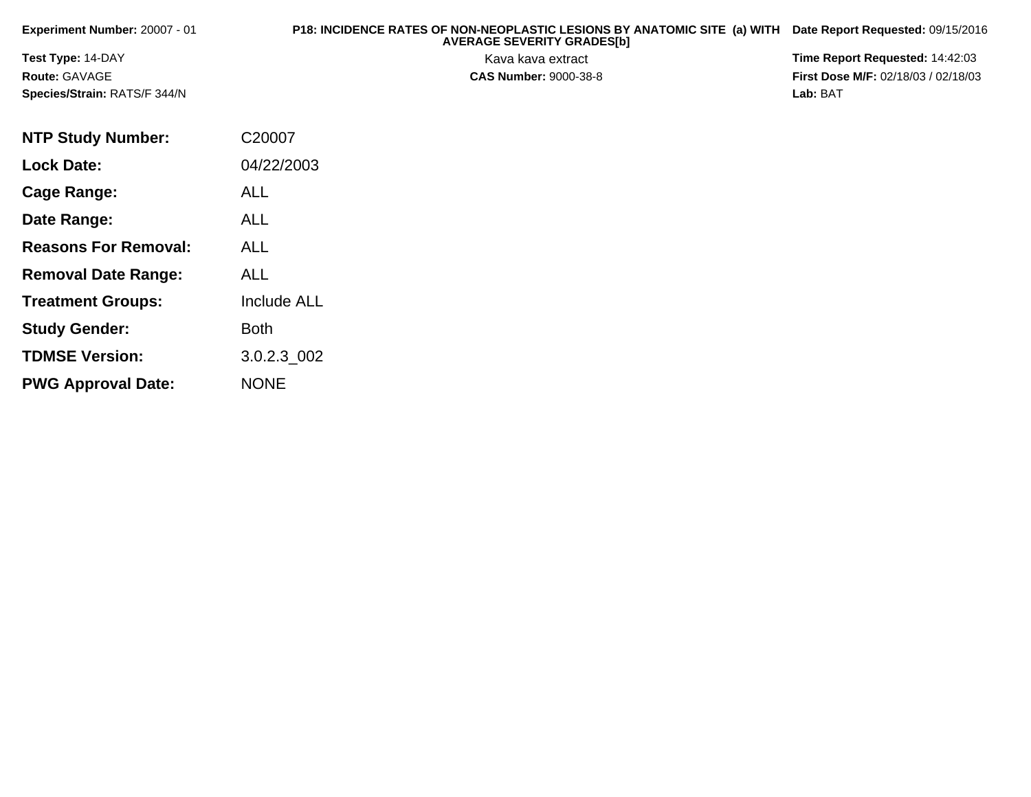**Experiment Number:** 20007 - 01

**Test Type:** 14-DAY

**Route:** GAVAGE

**Species/Strain:** RATS/F 344/N

**P18: INCIDENCE RATES OF NON-NEOPLASTIC LESIONS BY ANATOMIC SITE (a) WITH AVERAGE SEVERITY GRADES[b]**

Kava kava extract

**CAS Number:** 9000-38-8

**Date Report Requested:** 09/15/2016

**Time Report Requested:** 14:42:03

**First Dose M/F:** 02/18/03 / 02/18/03

**Lab:** BAT

| | |
|---|---|
| **NTP Study Number:** | C20007 |
| **Lock Date:** | 04/22/2003 |
| **Cage Range:** | ALL |
| **Date Range:** | ALL |
| **Reasons For Removal:** | ALL |
| **Removal Date Range:** | ALL |
| **Treatment Groups:** | Include ALL |
| **Study Gender:** | Both |
| **TDMSE Version:** | 3.0.2.3_002 |
| **PWG Approval Date:** | NONE |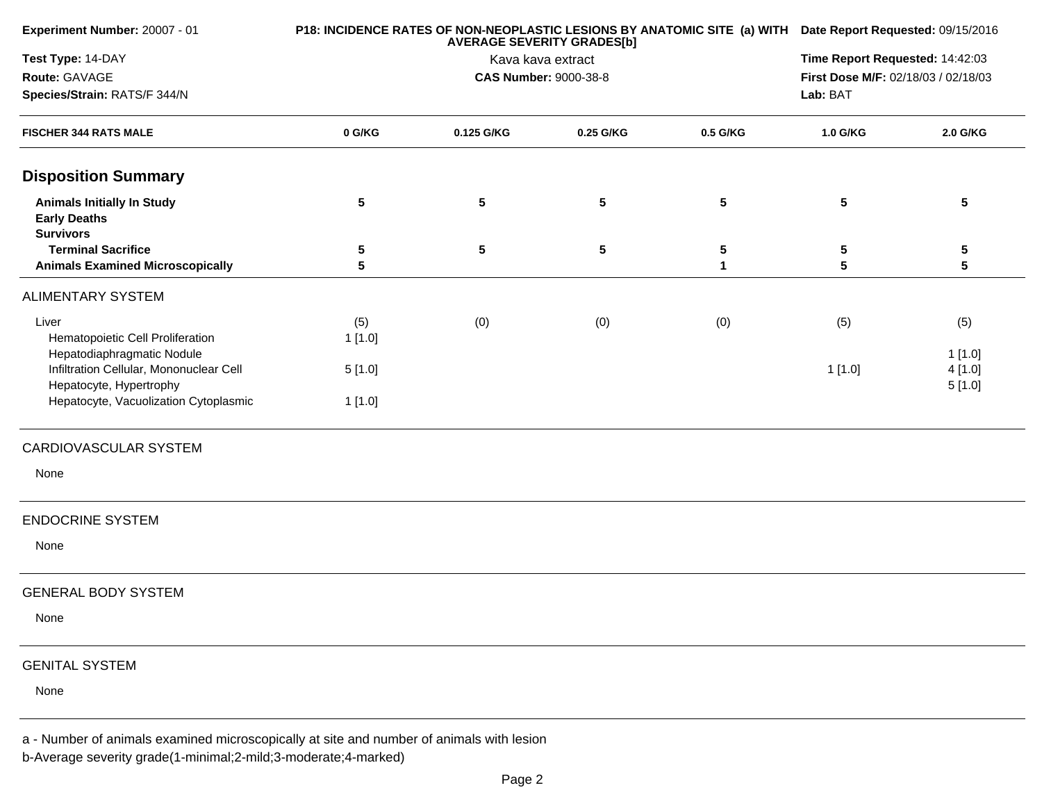**Experiment Number:** 20007 - 01
**Test Type:** 14-DAY
**Route:** GAVAGE
**Species/Strain:** RATS/F 344/N

**P18: INCIDENCE RATES OF NON-NEOPLASTIC LESIONS BY ANATOMIC SITE (a) WITH AVERAGE SEVERITY GRADES[b]**
Kava kava extract
**CAS Number:** 9000-38-8

**Date Report Requested:** 09/15/2016
**Time Report Requested:** 14:42:03
**First Dose M/F:** 02/18/03 / 02/18/03
**Lab:** BAT

| FISCHER 344 RATS MALE | 0 G/KG | 0.125 G/KG | 0.25 G/KG | 0.5 G/KG | 1.0 G/KG | 2.0 G/KG |
|---|---|---|---|---|---|---|
| **Disposition Summary** | | | | | | |
| **Animals Initially In Study** | 5 | 5 | 5 | 5 | 5 | 5 |
| **Early Deaths** | | | | | | |
| **Survivors** | | | | | | |
| **Terminal Sacrifice** | 5 | 5 | 5 | 5 | 5 | 5 |
| **Animals Examined Microscopically** | 5 | | | 1 | 5 | 5 |
| ALIMENTARY SYSTEM | | | | | | |
| Liver | (5) | (0) | (0) | (0) | (5) | (5) |
| Hematopoietic Cell Proliferation | 1 [1.0] | | | | | |
| Hepatodiaphragmatic Nodule | | | | | | 1 [1.0] |
| Infiltration Cellular, Mononuclear Cell | 5 [1.0] | | | | 1 [1.0] | 4 [1.0] |
| Hepatocyte, Hypertrophy | | | | | | 5 [1.0] |
| Hepatocyte, Vacuolization Cytoplasmic | 1 [1.0] | | | | | |
| CARDIOVASCULAR SYSTEM | | | | | | |
| None | | | | | | |
| ENDOCRINE SYSTEM | | | | | | |
| None | | | | | | |
| GENERAL BODY SYSTEM | | | | | | |
| None | | | | | | |
| GENITAL SYSTEM | | | | | | |
| None | | | | | | |

a - Number of animals examined microscopically at site and number of animals with lesion
b-Average severity grade(1-minimal;2-mild;3-moderate;4-marked)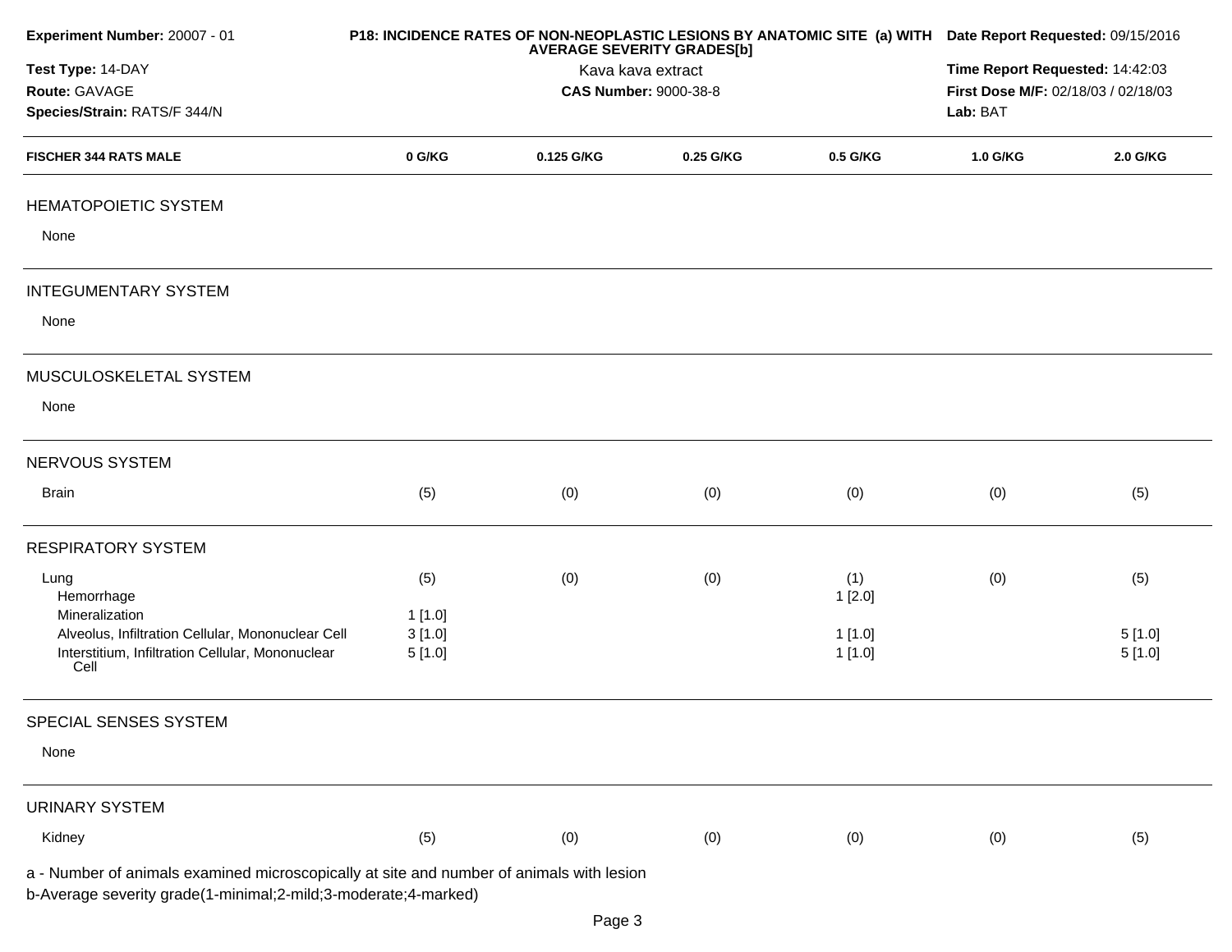**Experiment Number:** 20007 - 01
**Test Type:** 14-DAY
**Route:** GAVAGE
**Species/Strain:** RATS/F 344/N

**P18: INCIDENCE RATES OF NON-NEOPLASTIC LESIONS BY ANATOMIC SITE (a) WITH AVERAGE SEVERITY GRADES[b]**
Kava kava extract
**CAS Number:** 9000-38-8

**Date Report Requested:** 09/15/2016
**Time Report Requested:** 14:42:03
**First Dose M/F:** 02/18/03 / 02/18/03
**Lab:** BAT

| FISCHER 344 RATS MALE | 0 G/KG | 0.125 G/KG | 0.25 G/KG | 0.5 G/KG | 1.0 G/KG | 2.0 G/KG |
|---|---|---|---|---|---|---|
| **HEMATOPOIETIC SYSTEM** | | | | | | |
| None | | | | | | |
| **INTEGUMENTARY SYSTEM** | | | | | | |
| None | | | | | | |
| **MUSCULOSKELETAL SYSTEM** | | | | | | |
| None | | | | | | |
| **NERVOUS SYSTEM** | | | | | | |
| Brain | (5) | (0) | (0) | (0) | (0) | (5) |
| **RESPIRATORY SYSTEM** | | | | | | |
| Lung | (5) | (0) | (0) | (1) | (0) | (5) |
| Hemorrhage | | | | 1 [2.0] | | |
| Mineralization | 1 [1.0] | | | | | |
| Alveolus, Infiltration Cellular, Mononuclear Cell | 3 [1.0] | | | 1 [1.0] | | 5 [1.0] |
| Interstitium, Infiltration Cellular, Mononuclear Cell | 5 [1.0] | | | 1 [1.0] | | 5 [1.0] |
| **SPECIAL SENSES SYSTEM** | | | | | | |
| None | | | | | | |
| **URINARY SYSTEM** | | | | | | |
| Kidney | (5) | (0) | (0) | (0) | (0) | (5) |

a - Number of animals examined microscopically at site and number of animals with lesion
b-Average severity grade(1-minimal;2-mild;3-moderate;4-marked)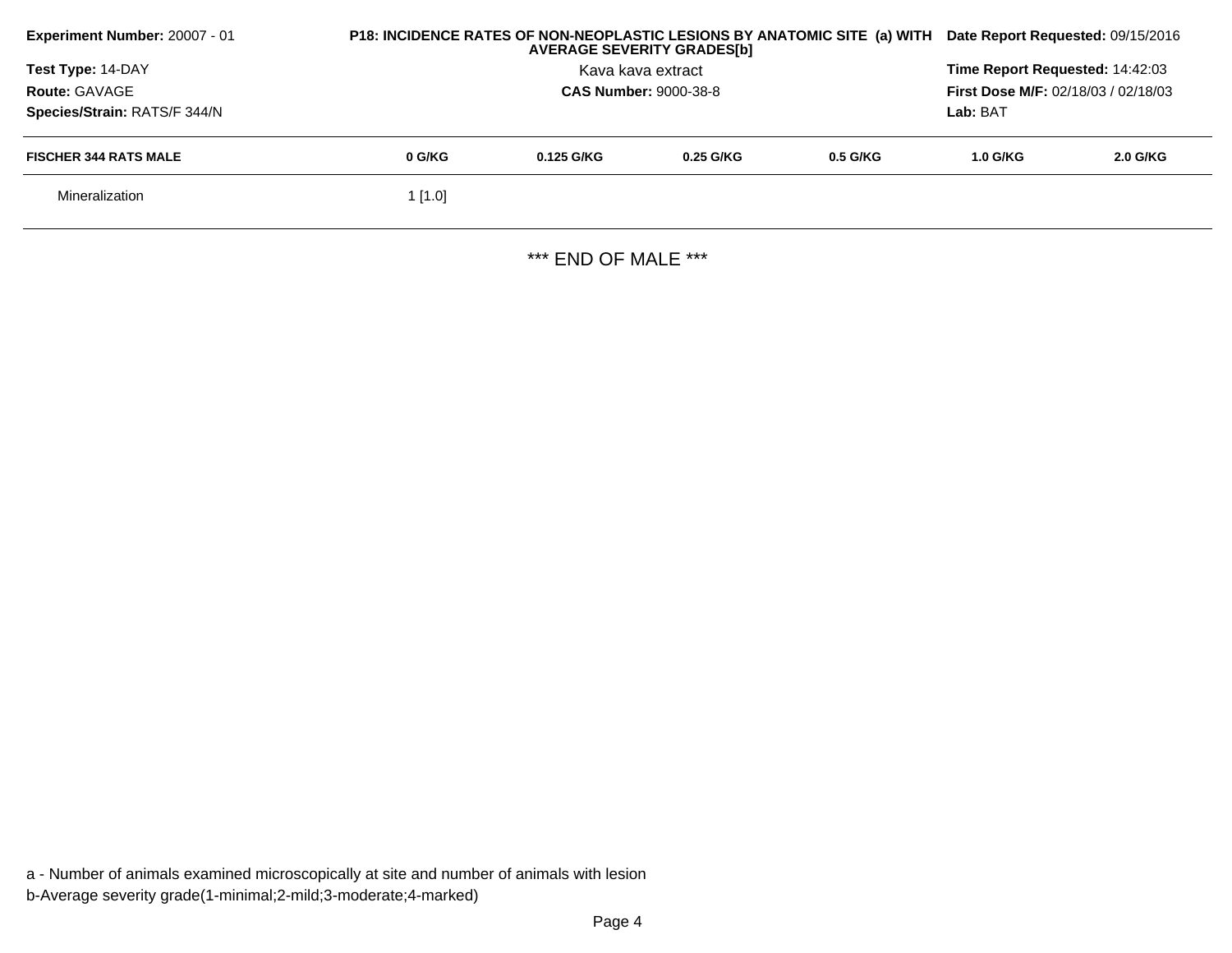**Experiment Number:** 20007 - 01

**Test Type:** 14-DAY

**Route:** GAVAGE

**Species/Strain:** RATS/F 344/N

**P18: INCIDENCE RATES OF NON-NEOPLASTIC LESIONS BY ANATOMIC SITE (a) WITH AVERAGE SEVERITY GRADES[b]**

Kava kava extract

**CAS Number:** 9000-38-8

**Date Report Requested:** 09/15/2016

**Time Report Requested:** 14:42:03

**First Dose M/F:** 02/18/03 / 02/18/03

**Lab:** BAT

| FISCHER 344 RATS MALE | 0 G/KG | 0.125 G/KG | 0.25 G/KG | 0.5 G/KG | 1.0 G/KG | 2.0 G/KG |
|---|---|---|---|---|---|---|
| Mineralization | 1 [1.0] | | | | | |

*** END OF MALE ***

a - Number of animals examined microscopically at site and number of animals with lesion

b-Average severity grade(1-minimal;2-mild;3-moderate;4-marked)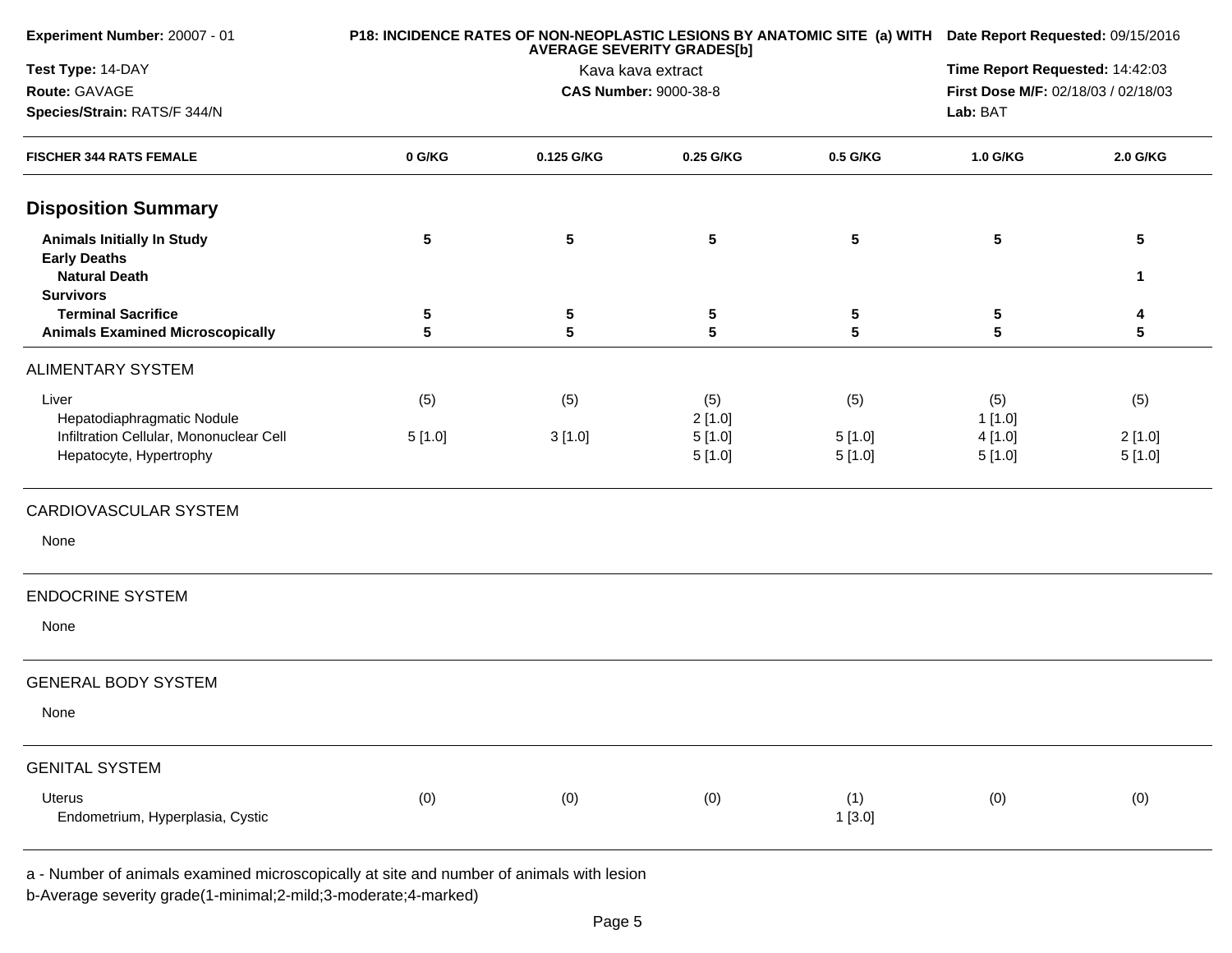**Experiment Number:** 20007 - 01

**Test Type:** 14-DAY

**Route:** GAVAGE

**Species/Strain:** RATS/F 344/N

**P18: INCIDENCE RATES OF NON-NEOPLASTIC LESIONS BY ANATOMIC SITE (a) WITH AVERAGE SEVERITY GRADES[b]**

Kava kava extract

**CAS Number:** 9000-38-8

**Date Report Requested:** 09/15/2016

**Time Report Requested:** 14:42:03

**First Dose M/F:** 02/18/03 / 02/18/03

**Lab:** BAT

| FISCHER 344 RATS FEMALE | 0 G/KG | 0.125 G/KG | 0.25 G/KG | 0.5 G/KG | 1.0 G/KG | 2.0 G/KG |
|---|---|---|---|---|---|---|
| **Disposition Summary** | | | | | | |
| **Animals Initially In Study** | **5** | **5** | **5** | **5** | **5** | **5** |
| **Early Deaths** | | | | | | |
| **Natural Death** | | | | | | **1** |
| **Survivors** | | | | | | |
| **Terminal Sacrifice** | **5** | **5** | **5** | **5** | **5** | **4** |
| **Animals Examined Microscopically** | **5** | **5** | **5** | **5** | **5** | **5** |
| ALIMENTARY SYSTEM | | | | | | |
| Liver | (5) | (5) | (5) | (5) | (5) | (5) |
| Hepatodiaphragmatic Nodule | | | 2 [1.0] | | 1 [1.0] | |
| Infiltration Cellular, Mononuclear Cell | 5 [1.0] | 3 [1.0] | 5 [1.0] | 5 [1.0] | 4 [1.0] | 2 [1.0] |
| Hepatocyte, Hypertrophy | | | 5 [1.0] | 5 [1.0] | 5 [1.0] | 5 [1.0] |
| CARDIOVASCULAR SYSTEM | | | | | | |
| None | | | | | | |
| ENDOCRINE SYSTEM | | | | | | |
| None | | | | | | |
| GENERAL BODY SYSTEM | | | | | | |
| None | | | | | | |
| GENITAL SYSTEM | | | | | | |
| Uterus | (0) | (0) | (0) | (1) | (0) | (0) |
| Endometrium, Hyperplasia, Cystic | | | | 1 [3.0] | | |

a - Number of animals examined microscopically at site and number of animals with lesion

b-Average severity grade(1-minimal;2-mild;3-moderate;4-marked)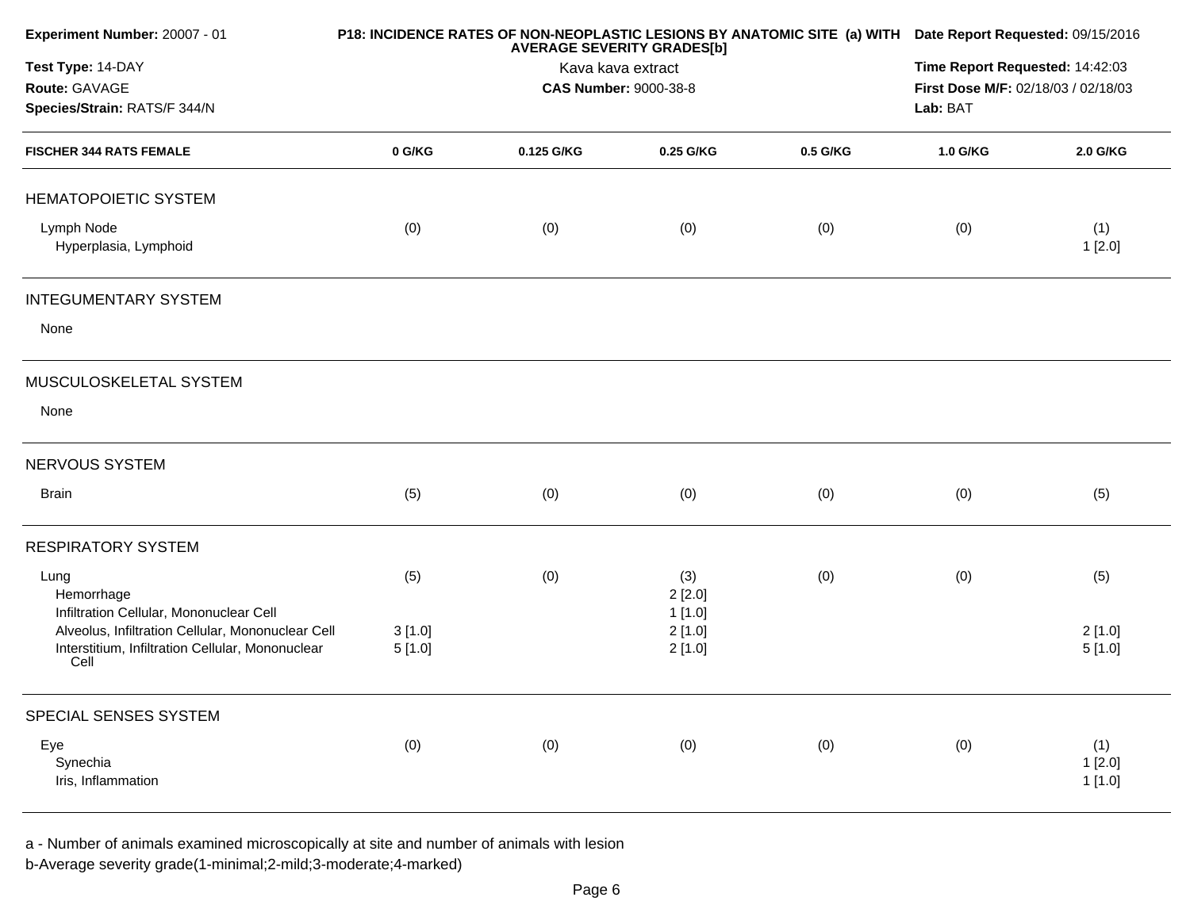**Experiment Number:** 20007 - 01
**Test Type:** 14-DAY
**Route:** GAVAGE
**Species/Strain:** RATS/F 344/N

**P18: INCIDENCE RATES OF NON-NEOPLASTIC LESIONS BY ANATOMIC SITE (a) WITH AVERAGE SEVERITY GRADES[b]**
Kava kava extract
**CAS Number:** 9000-38-8

**Date Report Requested:** 09/15/2016
**Time Report Requested:** 14:42:03
**First Dose M/F:** 02/18/03 / 02/18/03
**Lab:** BAT

| FISCHER 344 RATS FEMALE | 0 G/KG | 0.125 G/KG | 0.25 G/KG | 0.5 G/KG | 1.0 G/KG | 2.0 G/KG |
|---|---|---|---|---|---|---|
| **HEMATOPOIETIC SYSTEM** | | | | | | |
| Lymph Node | (0) | (0) | (0) | (0) | (0) | (1) |
| Hyperplasia, Lymphoid | | | | | | 1 [2.0] |
| **INTEGUMENTARY SYSTEM** | | | | | | |
| None | | | | | | |
| **MUSCULOSKELETAL SYSTEM** | | | | | | |
| None | | | | | | |
| **NERVOUS SYSTEM** | | | | | | |
| Brain | (5) | (0) | (0) | (0) | (0) | (5) |
| **RESPIRATORY SYSTEM** | | | | | | |
| Lung | (5) | (0) | (3) | (0) | (0) | (5) |
| Hemorrhage | | | 2 [2.0] | | | |
| Infiltration Cellular, Mononuclear Cell | | | 1 [1.0] | | | |
| Alveolus, Infiltration Cellular, Mononuclear Cell | 3 [1.0] | | 2 [1.0] | | | 2 [1.0] |
| Interstitium, Infiltration Cellular, Mononuclear Cell | 5 [1.0] | | 2 [1.0] | | | 5 [1.0] |
| **SPECIAL SENSES SYSTEM** | | | | | | |
| Eye | (0) | (0) | (0) | (0) | (0) | (1) |
| Synechia | | | | | | 1 [2.0] |
| Iris, Inflammation | | | | | | 1 [1.0] |

a - Number of animals examined microscopically at site and number of animals with lesion
b-Average severity grade(1-minimal;2-mild;3-moderate;4-marked)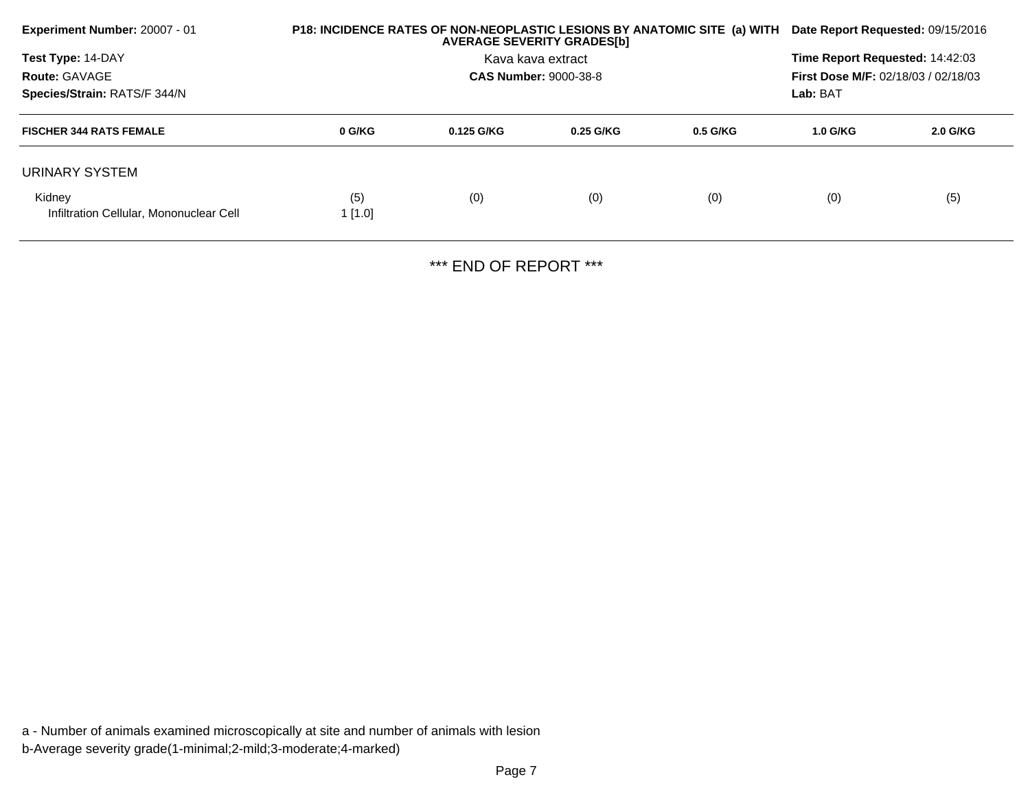**Experiment Number:** 20007 - 01

**Test Type:** 14-DAY

**Route:** GAVAGE

**Species/Strain:** RATS/F 344/N

**P18: INCIDENCE RATES OF NON-NEOPLASTIC LESIONS BY ANATOMIC SITE (a) WITH AVERAGE SEVERITY GRADES[b]**

Kava kava extract

**CAS Number:** 9000-38-8

**Date Report Requested:** 09/15/2016

**Time Report Requested:** 14:42:03

**First Dose M/F:** 02/18/03 / 02/18/03

**Lab:** BAT

| FISCHER 344 RATS FEMALE | 0 G/KG | 0.125 G/KG | 0.25 G/KG | 0.5 G/KG | 1.0 G/KG | 2.0 G/KG |
|---|---|---|---|---|---|---|
| URINARY SYSTEM | | | | | | |
| Kidney | (5) | (0) | (0) | (0) | (0) | (5) |
| Infiltration Cellular, Mononuclear Cell | 1 [1.0] | | | | | |

*** END OF REPORT ***

a - Number of animals examined microscopically at site and number of animals with lesion

b-Average severity grade(1-minimal;2-mild;3-moderate;4-marked)